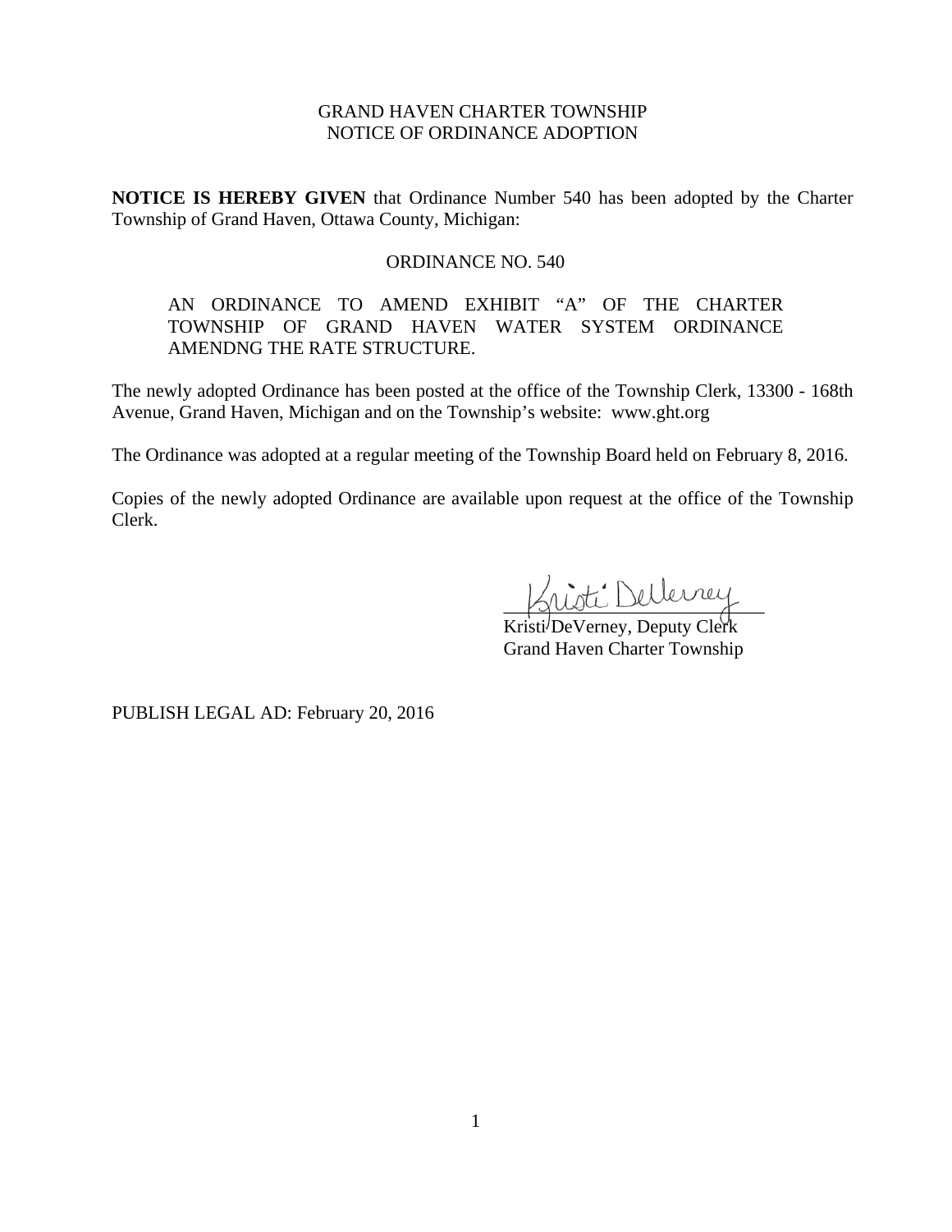GRAND HAVEN CHARTER TOWNSHIP
NOTICE OF ORDINANCE ADOPTION

**NOTICE IS HEREBY GIVEN** that Ordinance Number 540 has been adopted by the Charter Township of Grand Haven, Ottawa County, Michigan:

ORDINANCE NO. 540

AN ORDINANCE TO AMEND EXHIBIT "A" OF THE CHARTER TOWNSHIP OF GRAND HAVEN WATER SYSTEM ORDINANCE AMENDNG THE RATE STRUCTURE.

The newly adopted Ordinance has been posted at the office of the Township Clerk, 13300 - 168th Avenue, Grand Haven, Michigan and on the Township's website: www.ght.org

The Ordinance was adopted at a regular meeting of the Township Board held on February 8, 2016.

Copies of the newly adopted Ordinance are available upon request at the office of the Township Clerk.

Kristi DeVerney, Deputy Clerk
Grand Haven Charter Township

PUBLISH LEGAL AD: February 20, 2016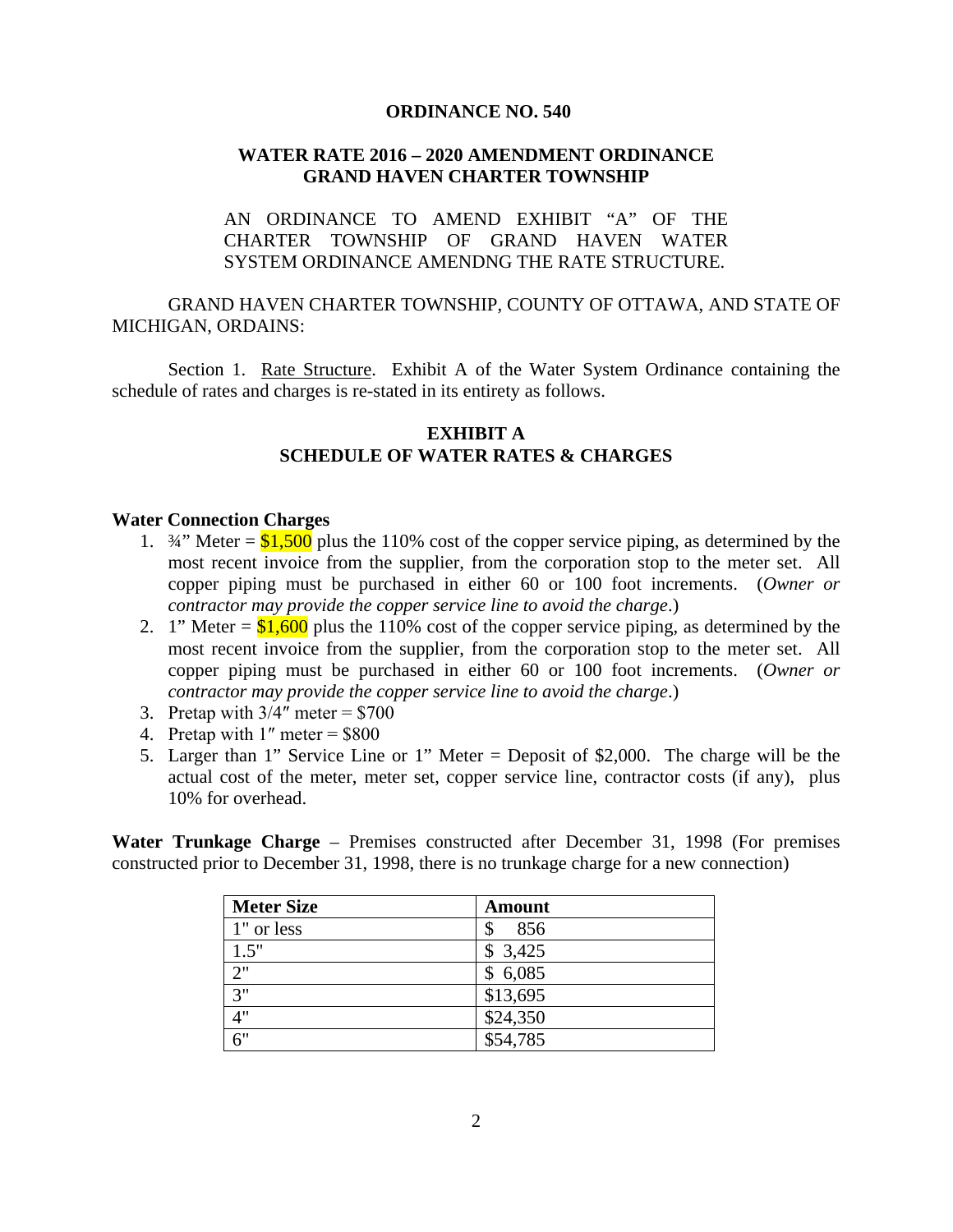**ORDINANCE NO. 540**

**WATER RATE 2016 – 2020 AMENDMENT ORDINANCE**
**GRAND HAVEN CHARTER TOWNSHIP**

AN ORDINANCE TO AMEND EXHIBIT "A" OF THE CHARTER TOWNSHIP OF GRAND HAVEN WATER SYSTEM ORDINANCE AMENDNG THE RATE STRUCTURE.

GRAND HAVEN CHARTER TOWNSHIP, COUNTY OF OTTAWA, AND STATE OF MICHIGAN, ORDAINS:

Section 1. Rate Structure. Exhibit A of the Water System Ordinance containing the schedule of rates and charges is re-stated in its entirety as follows.

**EXHIBIT A**
**SCHEDULE OF WATER RATES & CHARGES**

**Water Connection Charges**

1. ¾" Meter = $1,500 plus the 110% cost of the copper service piping, as determined by the most recent invoice from the supplier, from the corporation stop to the meter set. All copper piping must be purchased in either 60 or 100 foot increments. (*Owner or contractor may provide the copper service line to avoid the charge*.)
2. 1" Meter = $1,600 plus the 110% cost of the copper service piping, as determined by the most recent invoice from the supplier, from the corporation stop to the meter set. All copper piping must be purchased in either 60 or 100 foot increments. (*Owner or contractor may provide the copper service line to avoid the charge*.)
3. Pretap with 3/4″ meter = $700
4. Pretap with 1″ meter = $800
5. Larger than 1" Service Line or 1" Meter = Deposit of $2,000. The charge will be the actual cost of the meter, meter set, copper service line, contractor costs (if any), plus 10% for overhead.

**Water Trunkage Charge** – Premises constructed after December 31, 1998 (For premises constructed prior to December 31, 1998, there is no trunkage charge for a new connection)

| Meter Size | Amount |
|---|---|
| 1" or less | $ 856 |
| 1.5" | $ 3,425 |
| 2" | $ 6,085 |
| 3" | $13,695 |
| 4" | $24,350 |
| 6" | $54,785 |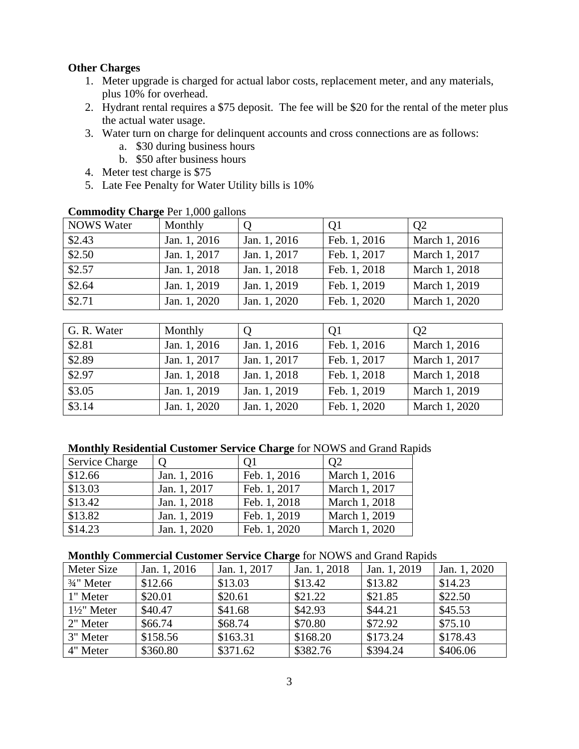**Other Charges**

1. Meter upgrade is charged for actual labor costs, replacement meter, and any materials, plus 10% for overhead.
2. Hydrant rental requires a $75 deposit. The fee will be $20 for the rental of the meter plus the actual water usage.
3. Water turn on charge for delinquent accounts and cross connections are as follows:
    a. $30 during business hours
    b. $50 after business hours
4. Meter test charge is $75
5. Late Fee Penalty for Water Utility bills is 10%

**Commodity Charge** Per 1,000 gallons

| NOWS Water | Monthly | Q | Q1 | Q2 |
|---|---|---|---|---|
| $2.43 | Jan. 1, 2016 | Jan. 1, 2016 | Feb. 1, 2016 | March 1, 2016 |
| $2.50 | Jan. 1, 2017 | Jan. 1, 2017 | Feb. 1, 2017 | March 1, 2017 |
| $2.57 | Jan. 1, 2018 | Jan. 1, 2018 | Feb. 1, 2018 | March 1, 2018 |
| $2.64 | Jan. 1, 2019 | Jan. 1, 2019 | Feb. 1, 2019 | March 1, 2019 |
| $2.71 | Jan. 1, 2020 | Jan. 1, 2020 | Feb. 1, 2020 | March 1, 2020 |

| G. R. Water | Monthly | Q | Q1 | Q2 |
|---|---|---|---|---|
| $2.81 | Jan. 1, 2016 | Jan. 1, 2016 | Feb. 1, 2016 | March 1, 2016 |
| $2.89 | Jan. 1, 2017 | Jan. 1, 2017 | Feb. 1, 2017 | March 1, 2017 |
| $2.97 | Jan. 1, 2018 | Jan. 1, 2018 | Feb. 1, 2018 | March 1, 2018 |
| $3.05 | Jan. 1, 2019 | Jan. 1, 2019 | Feb. 1, 2019 | March 1, 2019 |
| $3.14 | Jan. 1, 2020 | Jan. 1, 2020 | Feb. 1, 2020 | March 1, 2020 |

**Monthly Residential Customer Service Charge** for NOWS and Grand Rapids

| Service Charge | Q | Q1 | Q2 |
|---|---|---|---|
| $12.66 | Jan. 1, 2016 | Feb. 1, 2016 | March 1, 2016 |
| $13.03 | Jan. 1, 2017 | Feb. 1, 2017 | March 1, 2017 |
| $13.42 | Jan. 1, 2018 | Feb. 1, 2018 | March 1, 2018 |
| $13.82 | Jan. 1, 2019 | Feb. 1, 2019 | March 1, 2019 |
| $14.23 | Jan. 1, 2020 | Feb. 1, 2020 | March 1, 2020 |

**Monthly Commercial Customer Service Charge** for NOWS and Grand Rapids

| Meter Size | Jan. 1, 2016 | Jan. 1, 2017 | Jan. 1, 2018 | Jan. 1, 2019 | Jan. 1, 2020 |
|---|---|---|---|---|---|
| ¾" Meter | $12.66 | $13.03 | $13.42 | $13.82 | $14.23 |
| 1" Meter | $20.01 | $20.61 | $21.22 | $21.85 | $22.50 |
| 1½" Meter | $40.47 | $41.68 | $42.93 | $44.21 | $45.53 |
| 2" Meter | $66.74 | $68.74 | $70.80 | $72.92 | $75.10 |
| 3" Meter | $158.56 | $163.31 | $168.20 | $173.24 | $178.43 |
| 4" Meter | $360.80 | $371.62 | $382.76 | $394.24 | $406.06 |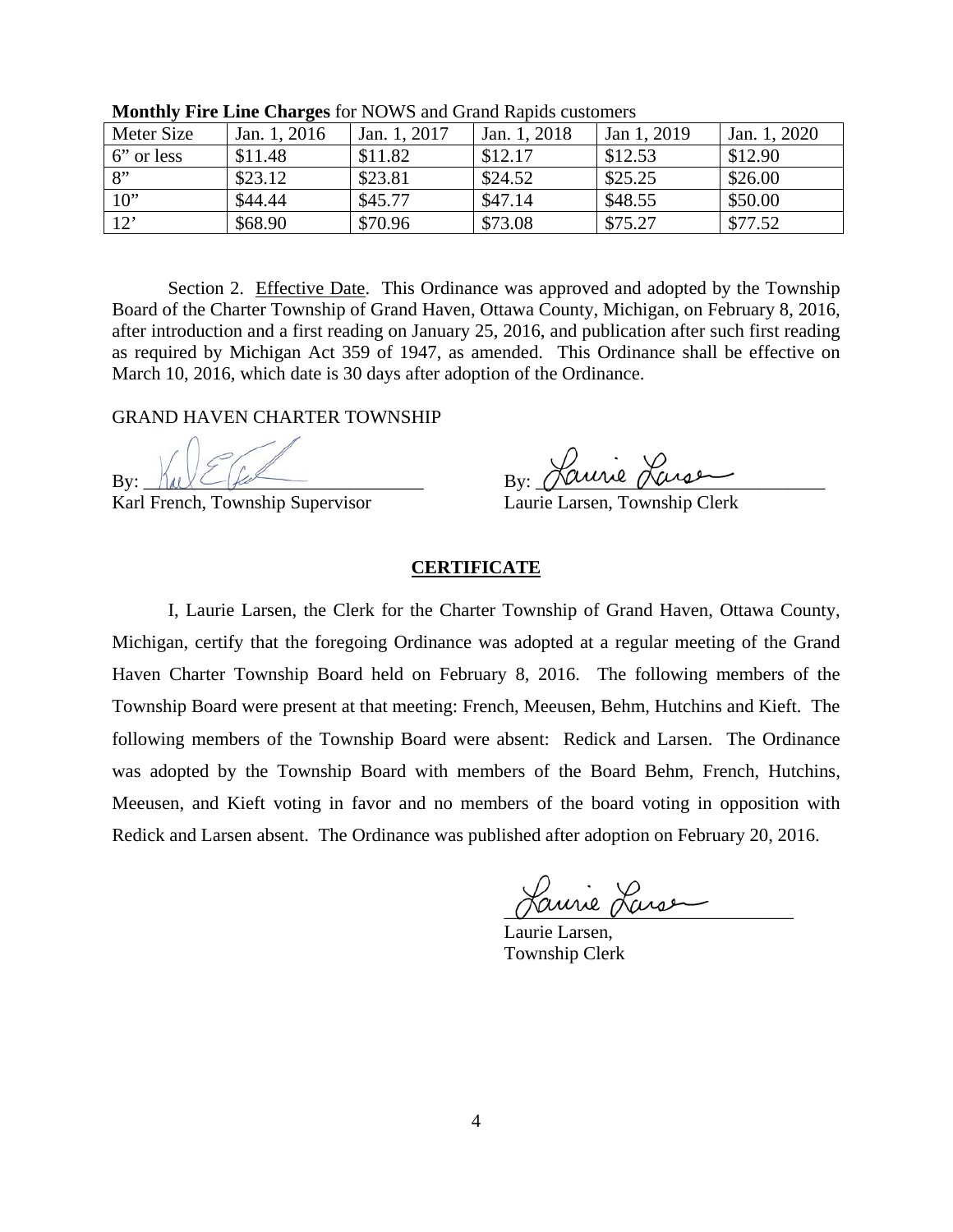**Monthly Fire Line Charges** for NOWS and Grand Rapids customers

| Meter Size | Jan. 1, 2016 | Jan. 1, 2017 | Jan. 1, 2018 | Jan 1, 2019 | Jan. 1, 2020 |
|---|---|---|---|---|---|
| 6" or less | $11.48 | $11.82 | $12.17 | $12.53 | $12.90 |
| 8" | $23.12 | $23.81 | $24.52 | $25.25 | $26.00 |
| 10" | $44.44 | $45.77 | $47.14 | $48.55 | $50.00 |
| 12' | $68.90 | $70.96 | $73.08 | $75.27 | $77.52 |

Section 2. Effective Date. This Ordinance was approved and adopted by the Township Board of the Charter Township of Grand Haven, Ottawa County, Michigan, on February 8, 2016, after introduction and a first reading on January 25, 2016, and publication after such first reading as required by Michigan Act 359 of 1947, as amended. This Ordinance shall be effective on March 10, 2016, which date is 30 days after adoption of the Ordinance.

GRAND HAVEN CHARTER TOWNSHIP

By: ______________________
Karl French, Township Supervisor

By: ______________________
Laurie Larsen, Township Clerk

**CERTIFICATE**

I, Laurie Larsen, the Clerk for the Charter Township of Grand Haven, Ottawa County, Michigan, certify that the foregoing Ordinance was adopted at a regular meeting of the Grand Haven Charter Township Board held on February 8, 2016. The following members of the Township Board were present at that meeting: French, Meeusen, Behm, Hutchins and Kieft. The following members of the Township Board were absent: Redick and Larsen. The Ordinance was adopted by the Township Board with members of the Board Behm, French, Hutchins, Meeusen, and Kieft voting in favor and no members of the board voting in opposition with Redick and Larsen absent. The Ordinance was published after adoption on February 20, 2016.

______________________
Laurie Larsen,
Township Clerk